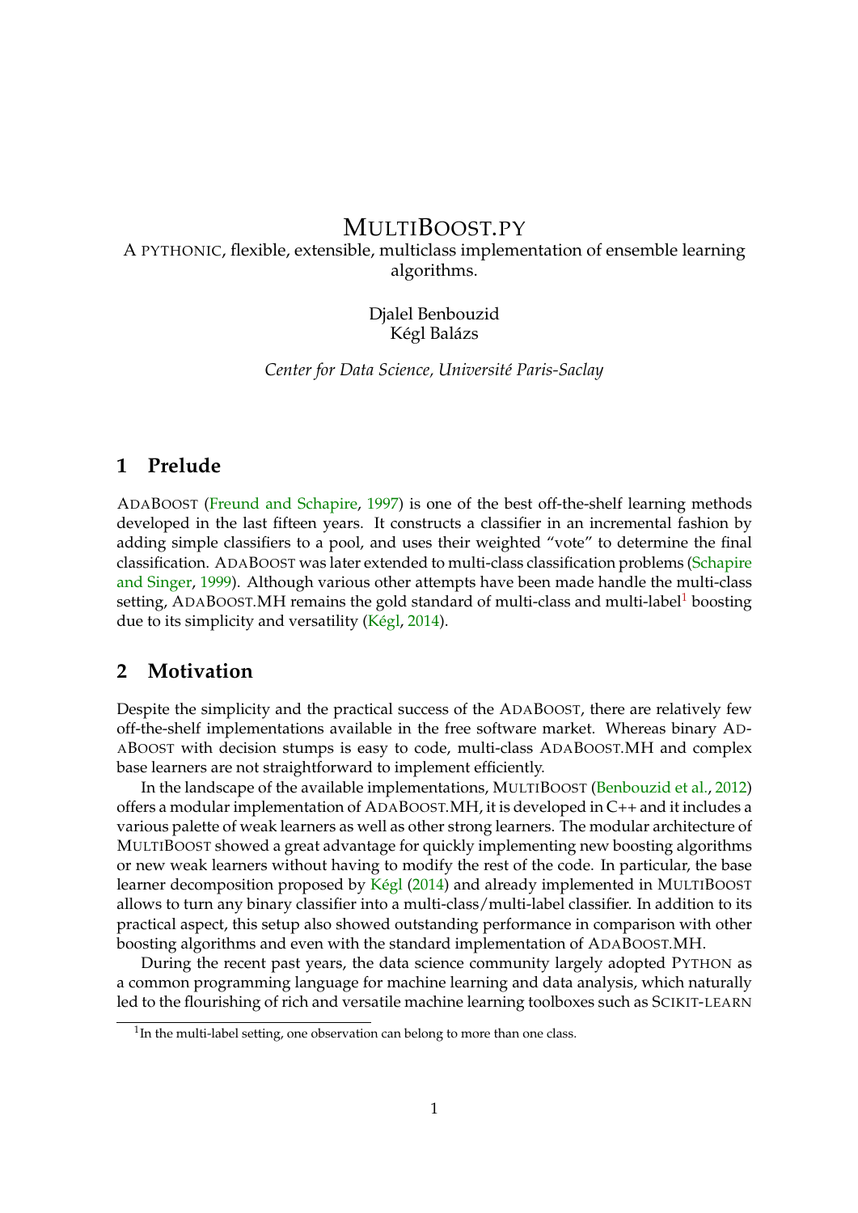# MULTIBOOST.PY

A PYTHONIC, flexible, extensible, multiclass implementation of ensemble learning algorithms.

Djalel Benbouzid
Kégl Balázs

*Center for Data Science, Université Paris-Saclay*

## 1 Prelude

ADABOOST (Freund and Schapire, 1997) is one of the best off-the-shelf learning methods developed in the last fifteen years. It constructs a classifier in an incremental fashion by adding simple classifiers to a pool, and uses their weighted "vote" to determine the final classification. ADABOOST was later extended to multi-class classification problems (Schapire and Singer, 1999). Although various other attempts have been made handle the multi-class setting, ADABOOST.MH remains the gold standard of multi-class and multi-label[1] boosting due to its simplicity and versatility (Kégl, 2014).

## 2 Motivation

Despite the simplicity and the practical success of the ADABOOST, there are relatively few off-the-shelf implementations available in the free software market. Whereas binary ADABOOST with decision stumps is easy to code, multi-class ADABOOST.MH and complex base learners are not straightforward to implement efficiently.

In the landscape of the available implementations, MULTIBOOST (Benbouzid et al., 2012) offers a modular implementation of ADABOOST.MH, it is developed in C++ and it includes a various palette of weak learners as well as other strong learners. The modular architecture of MULTIBOOST showed a great advantage for quickly implementing new boosting algorithms or new weak learners without having to modify the rest of the code. In particular, the base learner decomposition proposed by Kégl (2014) and already implemented in MULTIBOOST allows to turn any binary classifier into a multi-class/multi-label classifier. In addition to its practical aspect, this setup also showed outstanding performance in comparison with other boosting algorithms and even with the standard implementation of ADABOOST.MH.

During the recent past years, the data science community largely adopted PYTHON as a common programming language for machine learning and data analysis, which naturally led to the flourishing of rich and versatile machine learning toolboxes such as SCIKIT-LEARN

[1] In the multi-label setting, one observation can belong to more than one class.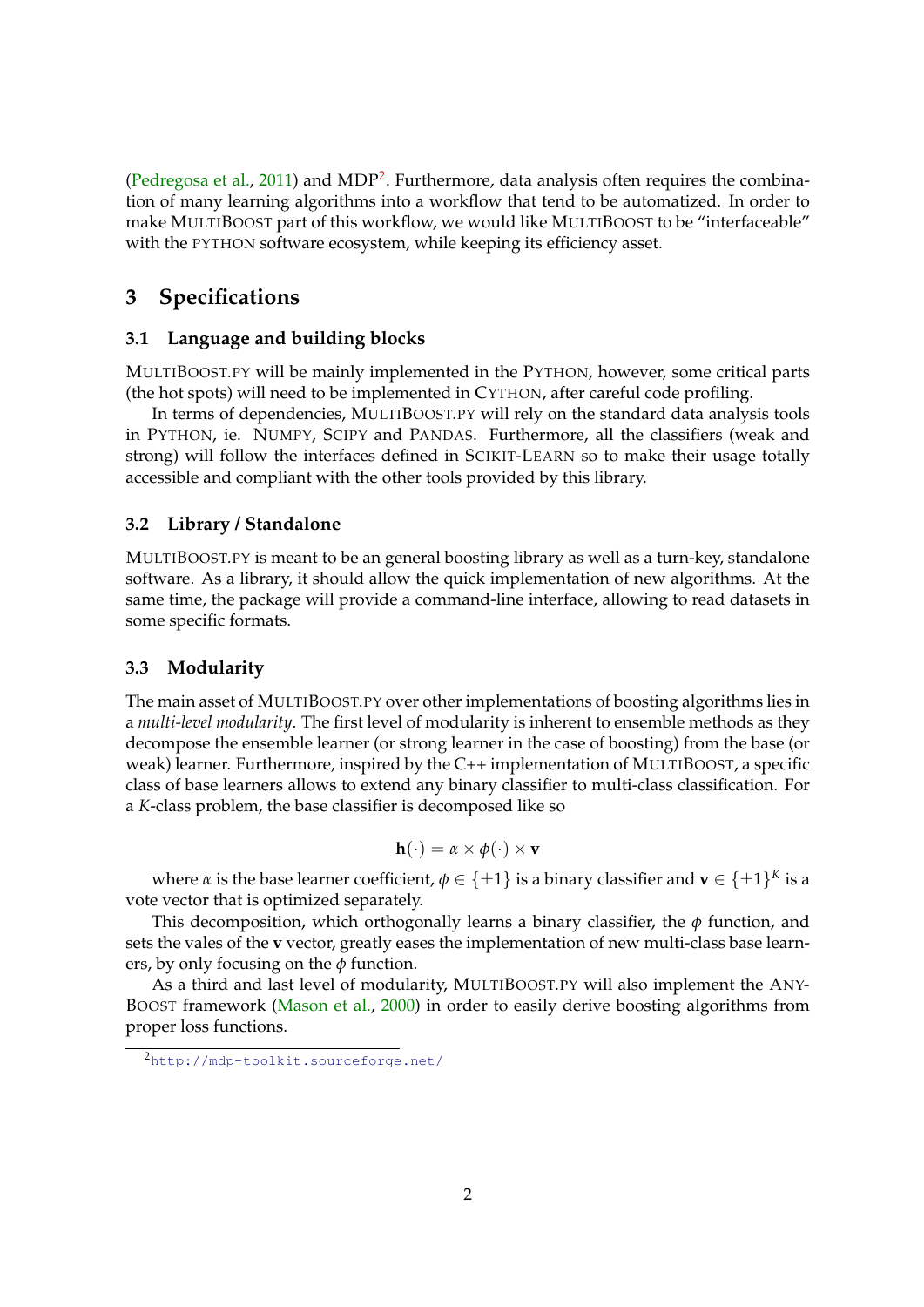(Pedregosa et al., 2011) and MDP[2]. Furthermore, data analysis often requires the combination of many learning algorithms into a workflow that tend to be automatized. In order to make MultiBoost part of this workflow, we would like MultiBoost to be "interfaceable" with the python software ecosystem, while keeping its efficiency asset.

# 3 Specifications

## 3.1 Language and building blocks

MultiBoost.py will be mainly implemented in the Python, however, some critical parts (the hot spots) will need to be implemented in Cython, after careful code profiling.

In terms of dependencies, MultiBoost.py will rely on the standard data analysis tools in Python, ie. Numpy, Scipy and Pandas. Furthermore, all the classifiers (weak and strong) will follow the interfaces defined in Scikit-Learn so to make their usage totally accessible and compliant with the other tools provided by this library.

## 3.2 Library / Standalone

MultiBoost.py is meant to be an general boosting library as well as a turn-key, standalone software. As a library, it should allow the quick implementation of new algorithms. At the same time, the package will provide a command-line interface, allowing to read datasets in some specific formats.

## 3.3 Modularity

The main asset of MultiBoost.py over other implementations of boosting algorithms lies in a *multi-level modularity*. The first level of modularity is inherent to ensemble methods as they decompose the ensemble learner (or strong learner in the case of boosting) from the base (or weak) learner. Furthermore, inspired by the C++ implementation of MultiBoost, a specific class of base learners allows to extend any binary classifier to multi-class classification. For a $K$-class problem, the base classifier is decomposed like so

$$\mathbf{h}(\cdot) = \alpha \times \phi(\cdot) \times \mathbf{v}$$

where $\alpha$ is the base learner coefficient, $\phi \in \{\pm 1\}$ is a binary classifier and $\mathbf{v} \in \{\pm 1\}^K$ is a vote vector that is optimized separately.

This decomposition, which orthogonally learns a binary classifier, the $\phi$ function, and sets the vales of the $\mathbf{v}$ vector, greatly eases the implementation of new multi-class base learners, by only focusing on the $\phi$ function.

As a third and last level of modularity, MultiBoost.py will also implement the AnyBoost framework (Mason et al., 2000) in order to easily derive boosting algorithms from proper loss functions.

[2] http://mdp-toolkit.sourceforge.net/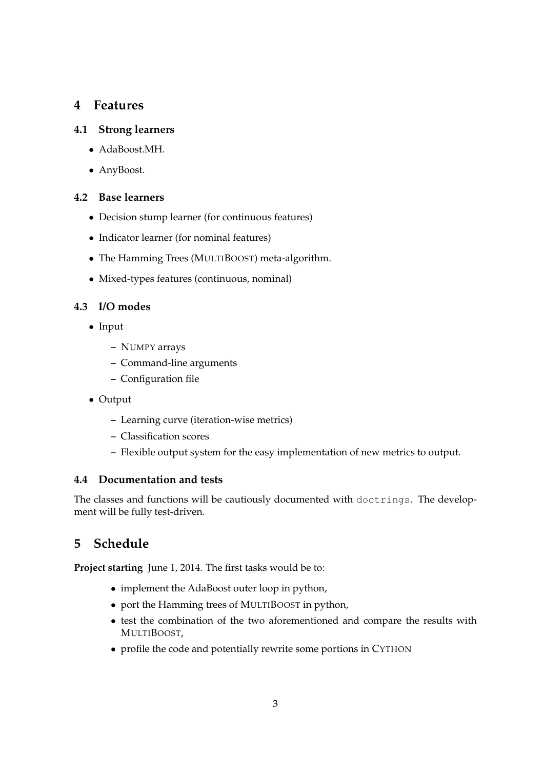## 4 Features

### 4.1 Strong learners

- AdaBoost.MH.
- AnyBoost.

### 4.2 Base learners

- Decision stump learner (for continuous features)
- Indicator learner (for nominal features)
- The Hamming Trees (MULTIBOOST) meta-algorithm.
- Mixed-types features (continuous, nominal)

### 4.3 I/O modes

- Input
  - NUMPY arrays
  - Command-line arguments
  - Configuration file
- Output
  - Learning curve (iteration-wise metrics)
  - Classification scores
  - Flexible output system for the easy implementation of new metrics to output.

### 4.4 Documentation and tests

The classes and functions will be cautiously documented with `doctrings`. The development will be fully test-driven.

## 5 Schedule

**Project starting** June 1, 2014. The first tasks would be to:

- implement the AdaBoost outer loop in python,
- port the Hamming trees of MULTIBOOST in python,
- test the combination of the two aforementioned and compare the results with MULTIBOOST,
- profile the code and potentially rewrite some portions in CYTHON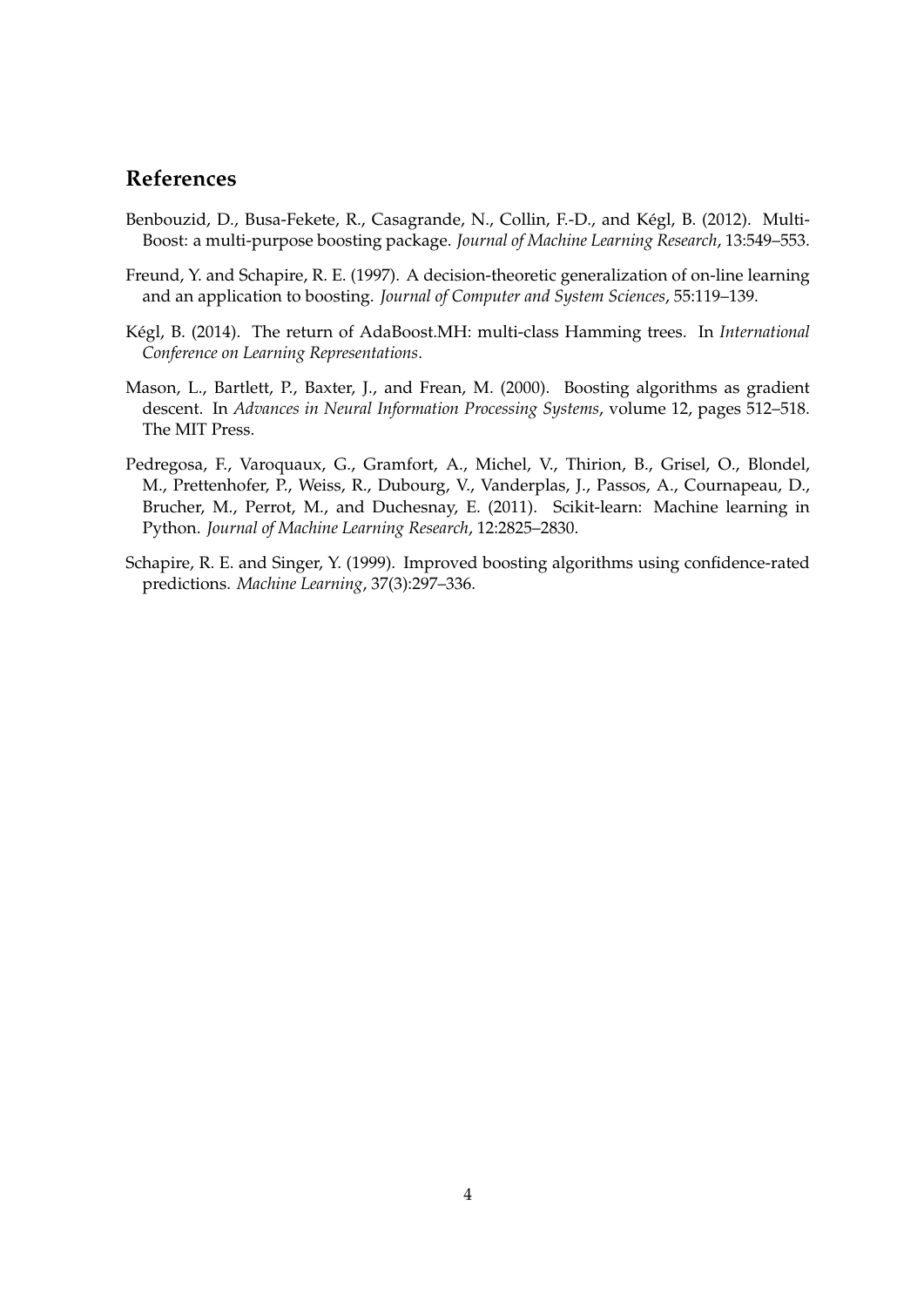## References

Benbouzid, D., Busa-Fekete, R., Casagrande, N., Collin, F.-D., and Kégl, B. (2012). MultiBoost: a multi-purpose boosting package. *Journal of Machine Learning Research*, 13:549–553.

Freund, Y. and Schapire, R. E. (1997). A decision-theoretic generalization of on-line learning and an application to boosting. *Journal of Computer and System Sciences*, 55:119–139.

Kégl, B. (2014). The return of AdaBoost.MH: multi-class Hamming trees. In *International Conference on Learning Representations*.

Mason, L., Bartlett, P., Baxter, J., and Frean, M. (2000). Boosting algorithms as gradient descent. In *Advances in Neural Information Processing Systems*, volume 12, pages 512–518. The MIT Press.

Pedregosa, F., Varoquaux, G., Gramfort, A., Michel, V., Thirion, B., Grisel, O., Blondel, M., Prettenhofer, P., Weiss, R., Dubourg, V., Vanderplas, J., Passos, A., Cournapeau, D., Brucher, M., Perrot, M., and Duchesnay, E. (2011). Scikit-learn: Machine learning in Python. *Journal of Machine Learning Research*, 12:2825–2830.

Schapire, R. E. and Singer, Y. (1999). Improved boosting algorithms using confidence-rated predictions. *Machine Learning*, 37(3):297–336.